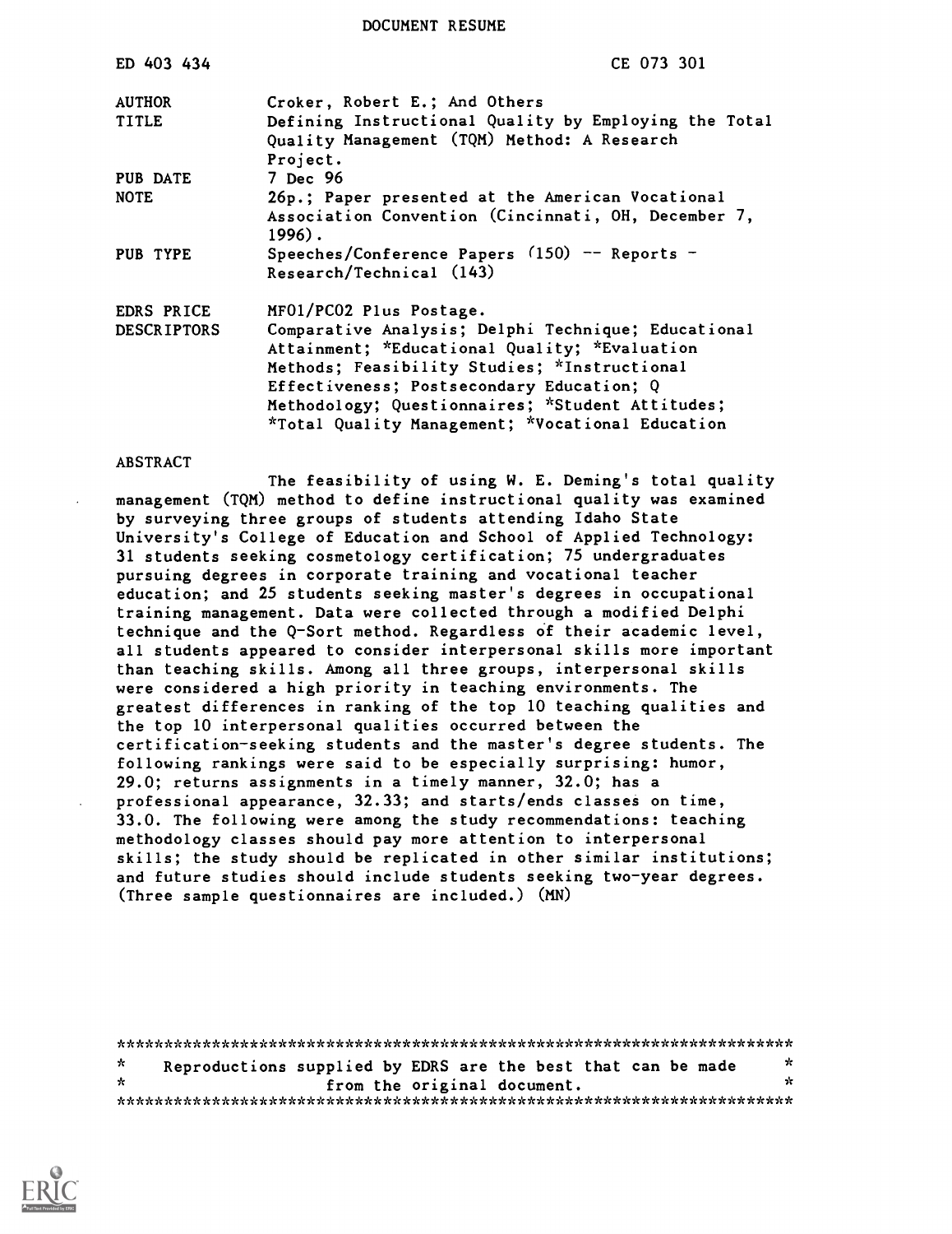DOCUMENT RESUME

| | |
|---|---|
| ED 403 434 | CE 073 301 |
| AUTHOR | Croker, Robert E.; And Others |
| TITLE | Defining Instructional Quality by Employing the Total Quality Management (TQM) Method: A Research Project. |
| PUB DATE | 7 Dec 96 |
| NOTE | 26p.; Paper presented at the American Vocational Association Convention (Cincinnati, OH, December 7, 1996). |
| PUB TYPE | Speeches/Conference Papers (150) -- Reports - Research/Technical (143) |
| EDRS PRICE | MF01/PC02 Plus Postage. |
| DESCRIPTORS | Comparative Analysis; Delphi Technique; Educational Attainment; *Educational Quality; *Evaluation Methods; Feasibility Studies; *Instructional Effectiveness; Postsecondary Education; Q Methodology; Questionnaires; *Student Attitudes; *Total Quality Management; *Vocational Education |

ABSTRACT

The feasibility of using W. E. Deming's total quality management (TQM) method to define instructional quality was examined by surveying three groups of students attending Idaho State University's College of Education and School of Applied Technology: 31 students seeking cosmetology certification; 75 undergraduates pursuing degrees in corporate training and vocational teacher education; and 25 students seeking master's degrees in occupational training management. Data were collected through a modified Delphi technique and the Q-Sort method. Regardless of their academic level, all students appeared to consider interpersonal skills more important than teaching skills. Among all three groups, interpersonal skills were considered a high priority in teaching environments. The greatest differences in ranking of the top 10 teaching qualities and the top 10 interpersonal qualities occurred between the certification-seeking students and the master's degree students. The following rankings were said to be especially surprising: humor, 29.0; returns assignments in a timely manner, 32.0; has a professional appearance, 32.33; and starts/ends classes on time, 33.0. The following were among the study recommendations: teaching methodology classes should pay more attention to interpersonal skills; the study should be replicated in other similar institutions; and future studies should include students seeking two-year degrees. (Three sample questionnaires are included.) (MN)

***********************************************************************
* Reproductions supplied by EDRS are the best that can be made *
* from the original document. *
***********************************************************************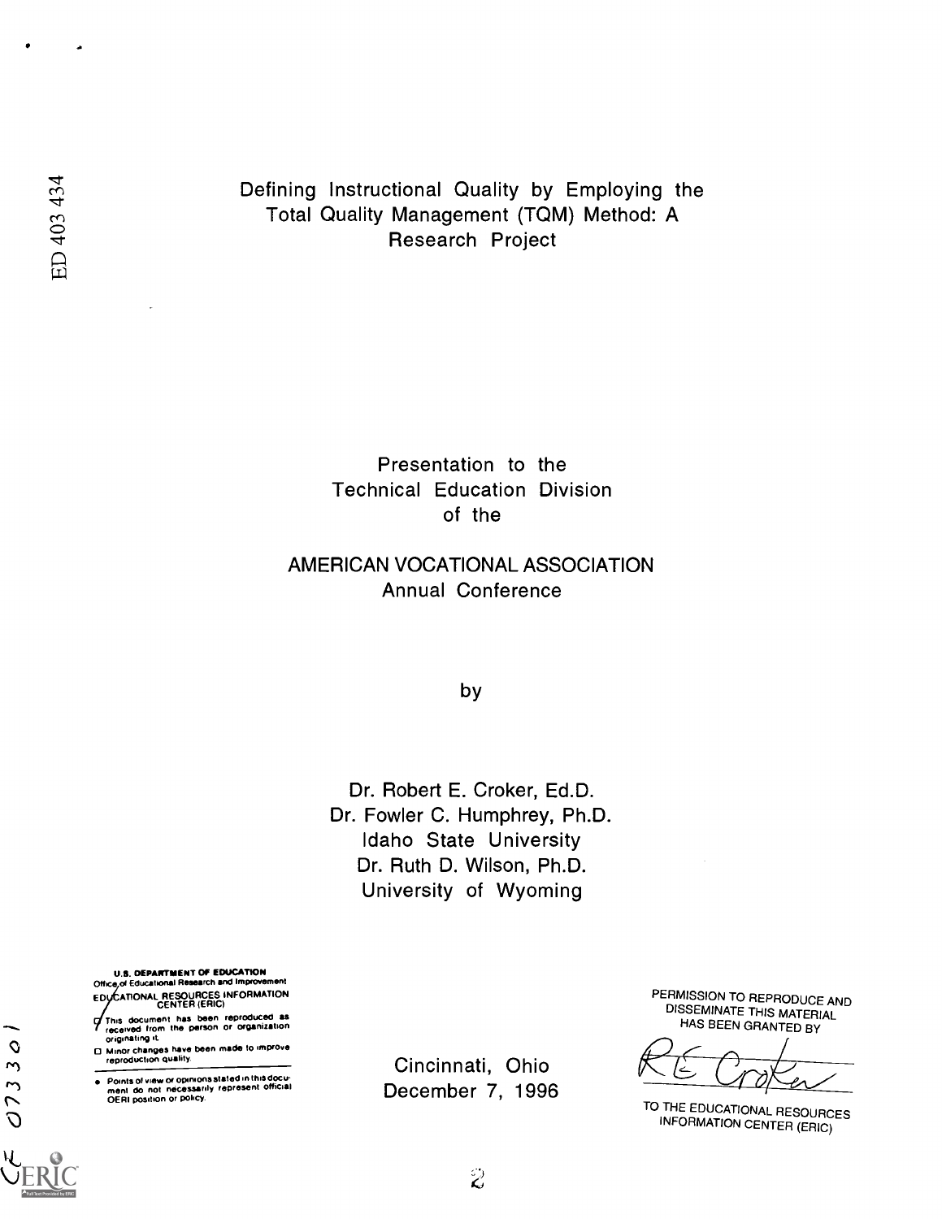# Defining Instructional Quality by Employing the Total Quality Management (TQM) Method: A Research Project

Presentation to the
Technical Education Division
of the

AMERICAN VOCATIONAL ASSOCIATION
Annual Conference

by

Dr. Robert E. Croker, Ed.D.
Dr. Fowler C. Humphrey, Ph.D.
Idaho State University
Dr. Ruth D. Wilson, Ph.D.
University of Wyoming

Cincinnati, Ohio
December 7, 1996

U.S. DEPARTMENT OF EDUCATION
Office of Educational Research and Improvement
EDUCATIONAL RESOURCES INFORMATION CENTER (ERIC)

- This document has been reproduced as received from the person or organization originating it.
- Minor changes have been made to improve reproduction quality.
- Points of view or opinions stated in this document do not necessarily represent official OERI position or policy.

PERMISSION TO REPRODUCE AND DISSEMINATE THIS MATERIAL HAS BEEN GRANTED BY

R E Croker

TO THE EDUCATIONAL RESOURCES INFORMATION CENTER (ERIC)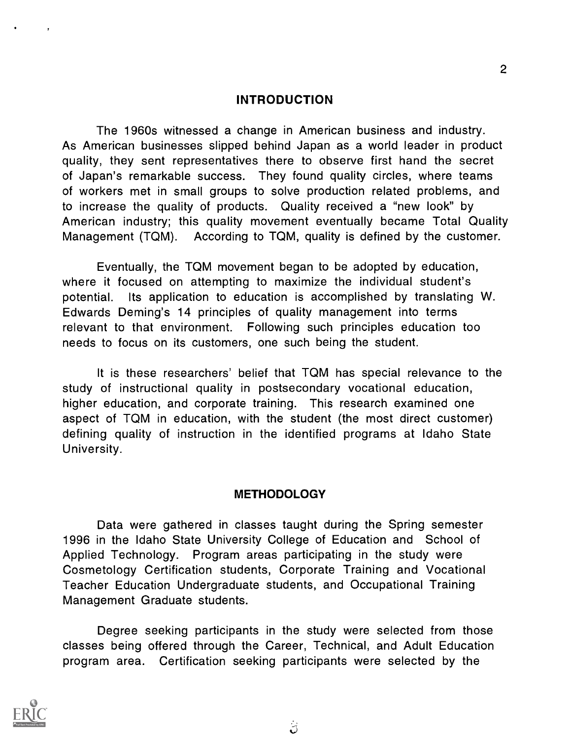## INTRODUCTION

The 1960s witnessed a change in American business and industry. As American businesses slipped behind Japan as a world leader in product quality, they sent representatives there to observe first hand the secret of Japan's remarkable success. They found quality circles, where teams of workers met in small groups to solve production related problems, and to increase the quality of products. Quality received a "new look" by American industry; this quality movement eventually became Total Quality Management (TQM). According to TQM, quality is defined by the customer.

Eventually, the TQM movement began to be adopted by education, where it focused on attempting to maximize the individual student's potential. Its application to education is accomplished by translating W. Edwards Deming's 14 principles of quality management into terms relevant to that environment. Following such principles education too needs to focus on its customers, one such being the student.

It is these researchers' belief that TQM has special relevance to the study of instructional quality in postsecondary vocational education, higher education, and corporate training. This research examined one aspect of TQM in education, with the student (the most direct customer) defining quality of instruction in the identified programs at Idaho State University.

## METHODOLOGY

Data were gathered in classes taught during the Spring semester 1996 in the Idaho State University College of Education and School of Applied Technology. Program areas participating in the study were Cosmetology Certification students, Corporate Training and Vocational Teacher Education Undergraduate students, and Occupational Training Management Graduate students.

Degree seeking participants in the study were selected from those classes being offered through the Career, Technical, and Adult Education program area. Certification seeking participants were selected by the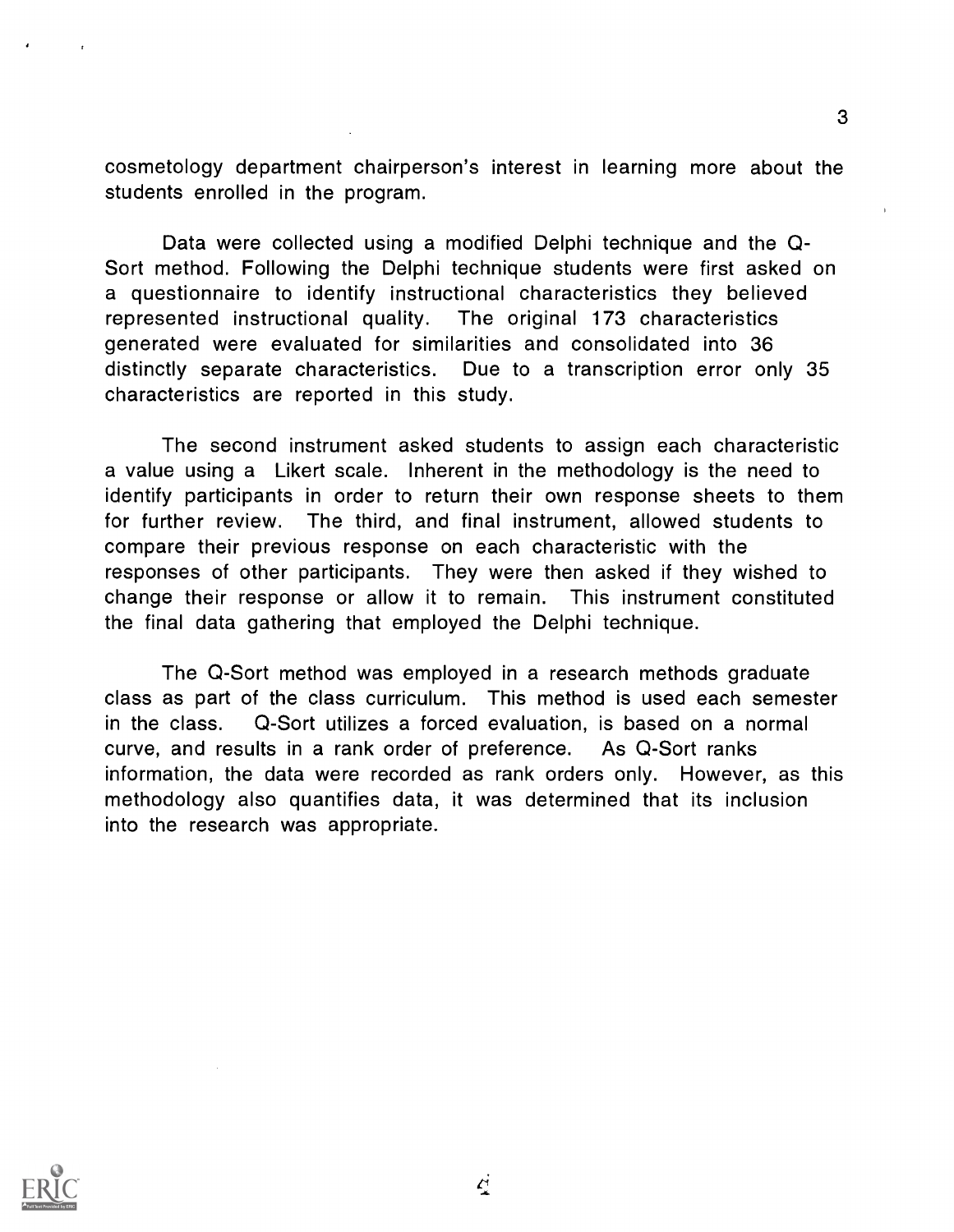cosmetology department chairperson's interest in learning more about the students enrolled in the program.

Data were collected using a modified Delphi technique and the Q-Sort method. Following the Delphi technique students were first asked on a questionnaire to identify instructional characteristics they believed represented instructional quality. The original 173 characteristics generated were evaluated for similarities and consolidated into 36 distinctly separate characteristics. Due to a transcription error only 35 characteristics are reported in this study.

The second instrument asked students to assign each characteristic a value using a Likert scale. Inherent in the methodology is the need to identify participants in order to return their own response sheets to them for further review. The third, and final instrument, allowed students to compare their previous response on each characteristic with the responses of other participants. They were then asked if they wished to change their response or allow it to remain. This instrument constituted the final data gathering that employed the Delphi technique.

The Q-Sort method was employed in a research methods graduate class as part of the class curriculum. This method is used each semester in the class. Q-Sort utilizes a forced evaluation, is based on a normal curve, and results in a rank order of preference. As Q-Sort ranks information, the data were recorded as rank orders only. However, as this methodology also quantifies data, it was determined that its inclusion into the research was appropriate.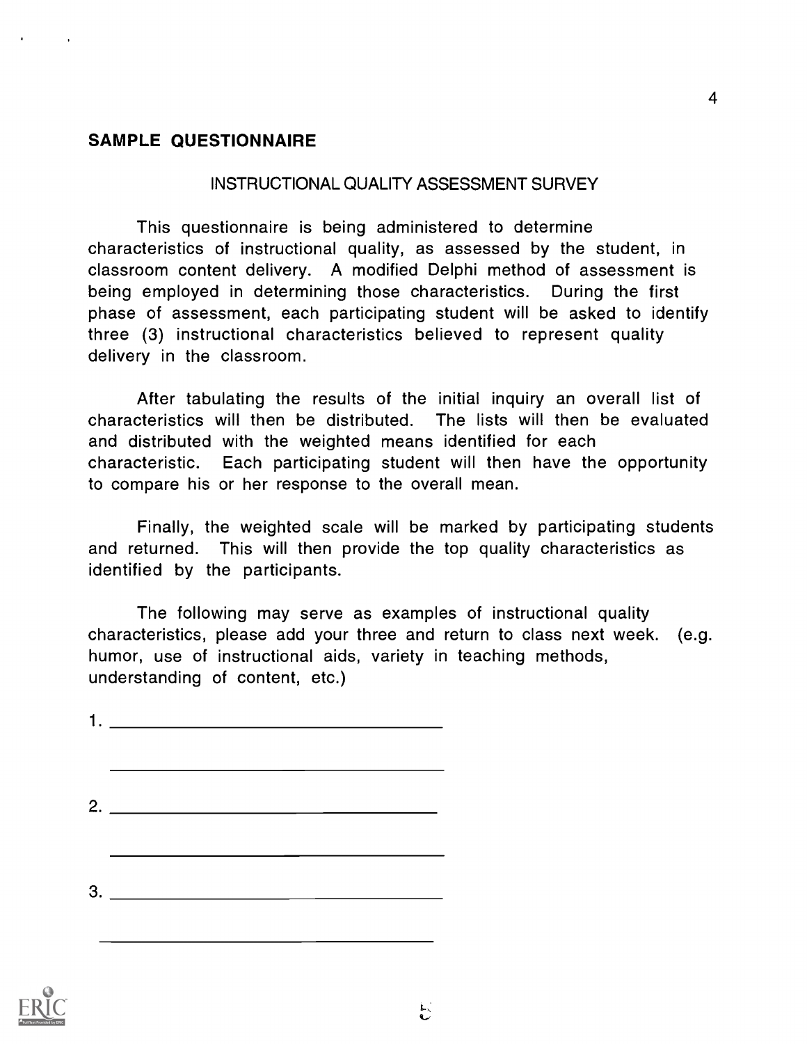## SAMPLE QUESTIONNAIRE

### INSTRUCTIONAL QUALITY ASSESSMENT SURVEY

This questionnaire is being administered to determine characteristics of instructional quality, as assessed by the student, in classroom content delivery. A modified Delphi method of assessment is being employed in determining those characteristics. During the first phase of assessment, each participating student will be asked to identify three (3) instructional characteristics believed to represent quality delivery in the classroom.

After tabulating the results of the initial inquiry an overall list of characteristics will then be distributed. The lists will then be evaluated and distributed with the weighted means identified for each characteristic. Each participating student will then have the opportunity to compare his or her response to the overall mean.

Finally, the weighted scale will be marked by participating students and returned. This will then provide the top quality characteristics as identified by the participants.

The following may serve as examples of instructional quality characteristics, please add your three and return to class next week. (e.g. humor, use of instructional aids, variety in teaching methods, understanding of content, etc.)

1. ______________________________

   ______________________________

2. ______________________________

   ______________________________

3. ______________________________

   ______________________________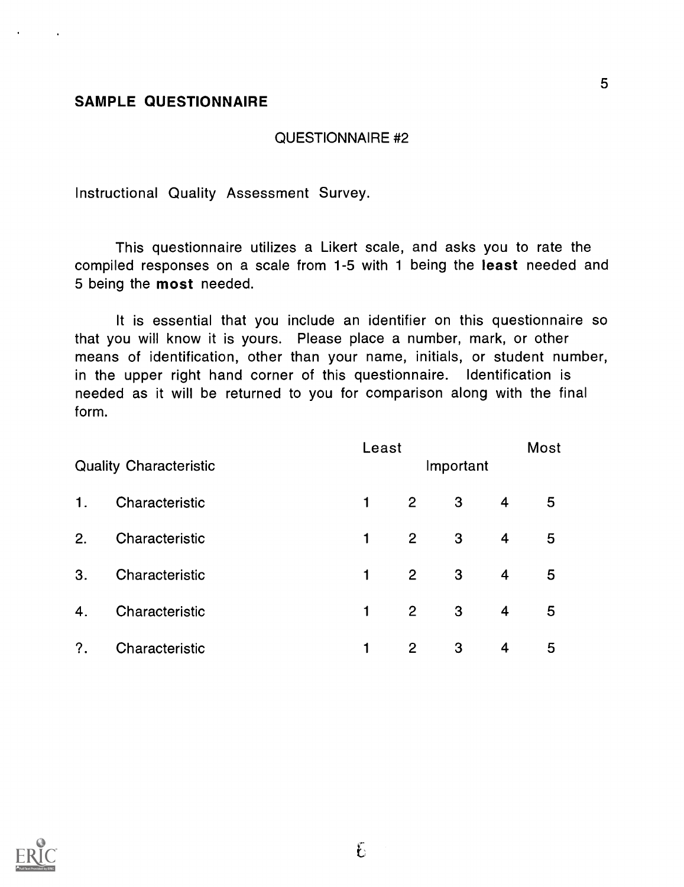## SAMPLE QUESTIONNAIRE

### QUESTIONNAIRE #2

Instructional Quality Assessment Survey.

This questionnaire utilizes a Likert scale, and asks you to rate the compiled responses on a scale from 1-5 with 1 being the **least** needed and 5 being the **most** needed.

It is essential that you include an identifier on this questionnaire so that you will know it is yours. Please place a number, mark, or other means of identification, other than your name, initials, or student number, in the upper right hand corner of this questionnaire. Identification is needed as it will be returned to you for comparison along with the final form.

| Quality Characteristic | Least | | Important | | Most |
|---|---|---|---|---|---|
| 1. Characteristic | 1 | 2 | 3 | 4 | 5 |
| 2. Characteristic | 1 | 2 | 3 | 4 | 5 |
| 3. Characteristic | 1 | 2 | 3 | 4 | 5 |
| 4. Characteristic | 1 | 2 | 3 | 4 | 5 |
| ?. Characteristic | 1 | 2 | 3 | 4 | 5 |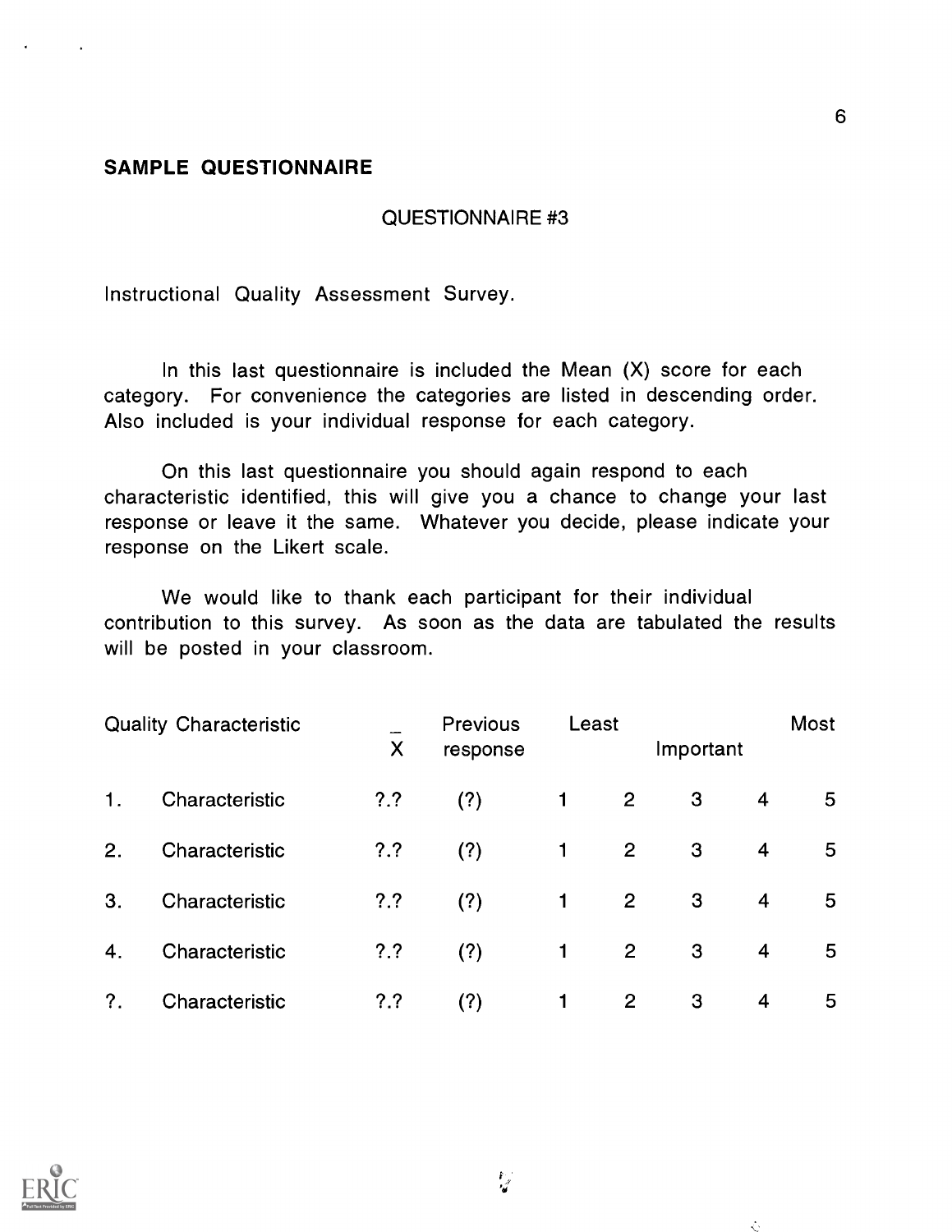## SAMPLE QUESTIONNAIRE

QUESTIONNAIRE #3

Instructional Quality Assessment Survey.

In this last questionnaire is included the Mean (X) score for each category. For convenience the categories are listed in descending order. Also included is your individual response for each category.

On this last questionnaire you should again respond to each characteristic identified, this will give you a chance to change your last response or leave it the same. Whatever you decide, please indicate your response on the Likert scale.

We would like to thank each participant for their individual contribution to this survey. As soon as the data are tabulated the results will be posted in your classroom.

| Quality Characteristic | | $\bar{X}$ | Previous response | Least | | Important | | Most |
|---|---|---|---|---|---|---|---|---|
| 1. | Characteristic | ?.? | (?) | 1 | 2 | 3 | 4 | 5 |
| 2. | Characteristic | ?.? | (?) | 1 | 2 | 3 | 4 | 5 |
| 3. | Characteristic | ?.? | (?) | 1 | 2 | 3 | 4 | 5 |
| 4. | Characteristic | ?.? | (?) | 1 | 2 | 3 | 4 | 5 |
| ?. | Characteristic | ?.? | (?) | 1 | 2 | 3 | 4 | 5 |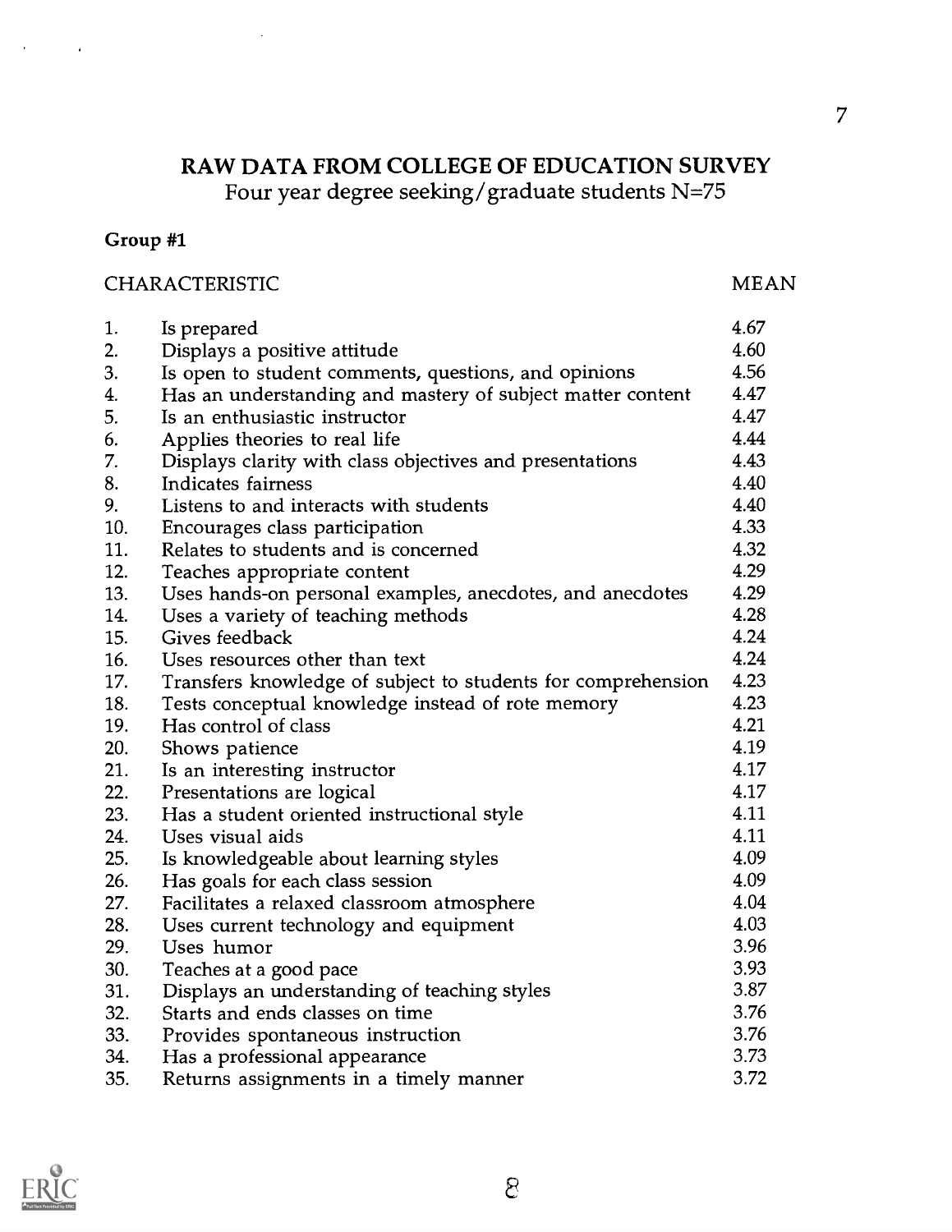# RAW DATA FROM COLLEGE OF EDUCATION SURVEY

Four year degree seeking/graduate students N=75

**Group #1**

| | CHARACTERISTIC | MEAN |
|---|---|---|
| 1. | Is prepared | 4.67 |
| 2. | Displays a positive attitude | 4.60 |
| 3. | Is open to student comments, questions, and opinions | 4.56 |
| 4. | Has an understanding and mastery of subject matter content | 4.47 |
| 5. | Is an enthusiastic instructor | 4.47 |
| 6. | Applies theories to real life | 4.44 |
| 7. | Displays clarity with class objectives and presentations | 4.43 |
| 8. | Indicates fairness | 4.40 |
| 9. | Listens to and interacts with students | 4.40 |
| 10. | Encourages class participation | 4.33 |
| 11. | Relates to students and is concerned | 4.32 |
| 12. | Teaches appropriate content | 4.29 |
| 13. | Uses hands-on personal examples, anecdotes, and anecdotes | 4.29 |
| 14. | Uses a variety of teaching methods | 4.28 |
| 15. | Gives feedback | 4.24 |
| 16. | Uses resources other than text | 4.24 |
| 17. | Transfers knowledge of subject to students for comprehension | 4.23 |
| 18. | Tests conceptual knowledge instead of rote memory | 4.23 |
| 19. | Has control of class | 4.21 |
| 20. | Shows patience | 4.19 |
| 21. | Is an interesting instructor | 4.17 |
| 22. | Presentations are logical | 4.17 |
| 23. | Has a student oriented instructional style | 4.11 |
| 24. | Uses visual aids | 4.11 |
| 25. | Is knowledgeable about learning styles | 4.09 |
| 26. | Has goals for each class session | 4.09 |
| 27. | Facilitates a relaxed classroom atmosphere | 4.04 |
| 28. | Uses current technology and equipment | 4.03 |
| 29. | Uses humor | 3.96 |
| 30. | Teaches at a good pace | 3.93 |
| 31. | Displays an understanding of teaching styles | 3.87 |
| 32. | Starts and ends classes on time | 3.76 |
| 33. | Provides spontaneous instruction | 3.76 |
| 34. | Has a professional appearance | 3.73 |
| 35. | Returns assignments in a timely manner | 3.72 |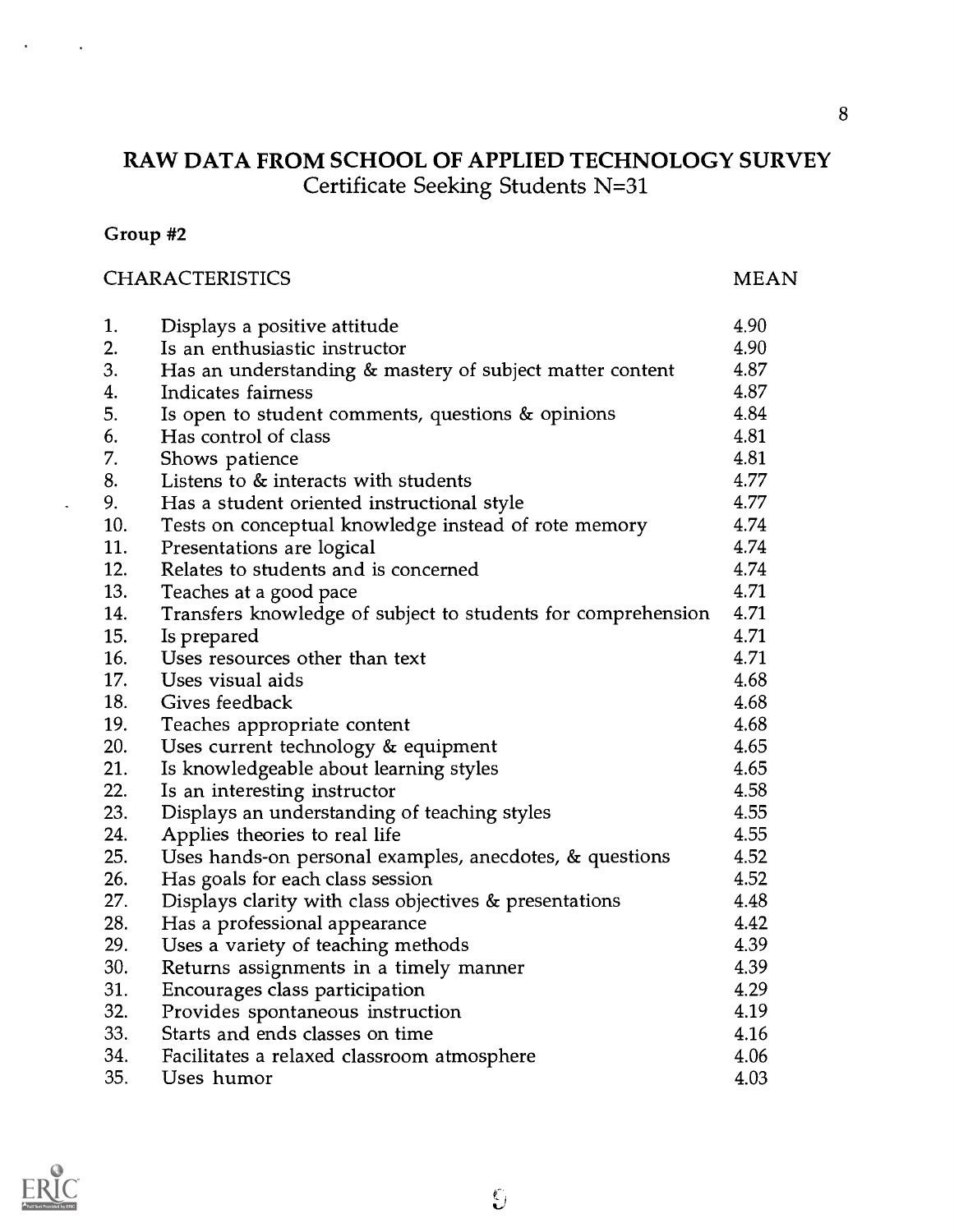# RAW DATA FROM SCHOOL OF APPLIED TECHNOLOGY SURVEY

Certificate Seeking Students N=31

**Group #2**

| | CHARACTERISTICS | MEAN |
|---|---|---|
| 1. | Displays a positive attitude | 4.90 |
| 2. | Is an enthusiastic instructor | 4.90 |
| 3. | Has an understanding & mastery of subject matter content | 4.87 |
| 4. | Indicates fairness | 4.87 |
| 5. | Is open to student comments, questions & opinions | 4.84 |
| 6. | Has control of class | 4.81 |
| 7. | Shows patience | 4.81 |
| 8. | Listens to & interacts with students | 4.77 |
| 9. | Has a student oriented instructional style | 4.77 |
| 10. | Tests on conceptual knowledge instead of rote memory | 4.74 |
| 11. | Presentations are logical | 4.74 |
| 12. | Relates to students and is concerned | 4.74 |
| 13. | Teaches at a good pace | 4.71 |
| 14. | Transfers knowledge of subject to students for comprehension | 4.71 |
| 15. | Is prepared | 4.71 |
| 16. | Uses resources other than text | 4.71 |
| 17. | Uses visual aids | 4.68 |
| 18. | Gives feedback | 4.68 |
| 19. | Teaches appropriate content | 4.68 |
| 20. | Uses current technology & equipment | 4.65 |
| 21. | Is knowledgeable about learning styles | 4.65 |
| 22. | Is an interesting instructor | 4.58 |
| 23. | Displays an understanding of teaching styles | 4.55 |
| 24. | Applies theories to real life | 4.55 |
| 25. | Uses hands-on personal examples, anecdotes, & questions | 4.52 |
| 26. | Has goals for each class session | 4.52 |
| 27. | Displays clarity with class objectives & presentations | 4.48 |
| 28. | Has a professional appearance | 4.42 |
| 29. | Uses a variety of teaching methods | 4.39 |
| 30. | Returns assignments in a timely manner | 4.39 |
| 31. | Encourages class participation | 4.29 |
| 32. | Provides spontaneous instruction | 4.19 |
| 33. | Starts and ends classes on time | 4.16 |
| 34. | Facilitates a relaxed classroom atmosphere | 4.06 |
| 35. | Uses humor | 4.03 |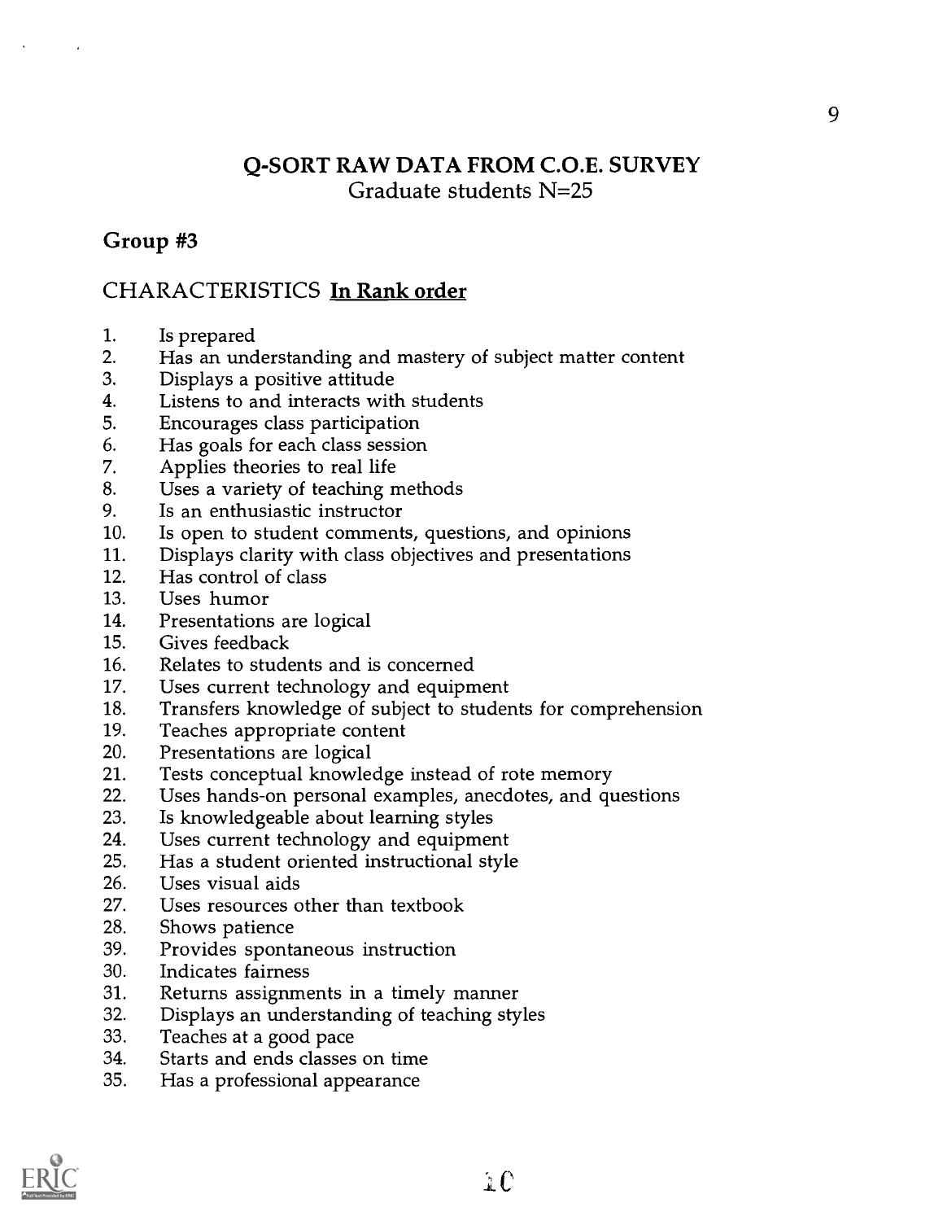## Q-SORT RAW DATA FROM C.O.E. SURVEY

Graduate students N=25

### Group #3

CHARACTERISTICS **<u>In Rank order</u>**

1. Is prepared
2. Has an understanding and mastery of subject matter content
3. Displays a positive attitude
4. Listens to and interacts with students
5. Encourages class participation
6. Has goals for each class session
7. Applies theories to real life
8. Uses a variety of teaching methods
9. Is an enthusiastic instructor
10. Is open to student comments, questions, and opinions
11. Displays clarity with class objectives and presentations
12. Has control of class
13. Uses humor
14. Presentations are logical
15. Gives feedback
16. Relates to students and is concerned
17. Uses current technology and equipment
18. Transfers knowledge of subject to students for comprehension
19. Teaches appropriate content
20. Presentations are logical
21. Tests conceptual knowledge instead of rote memory
22. Uses hands-on personal examples, anecdotes, and questions
23. Is knowledgeable about learning styles
24. Uses current technology and equipment
25. Has a student oriented instructional style
26. Uses visual aids
27. Uses resources other than textbook
28. Shows patience

39. Provides spontaneous instruction

30. Indicates fairness
31. Returns assignments in a timely manner
32. Displays an understanding of teaching styles
33. Teaches at a good pace
34. Starts and ends classes on time
35. Has a professional appearance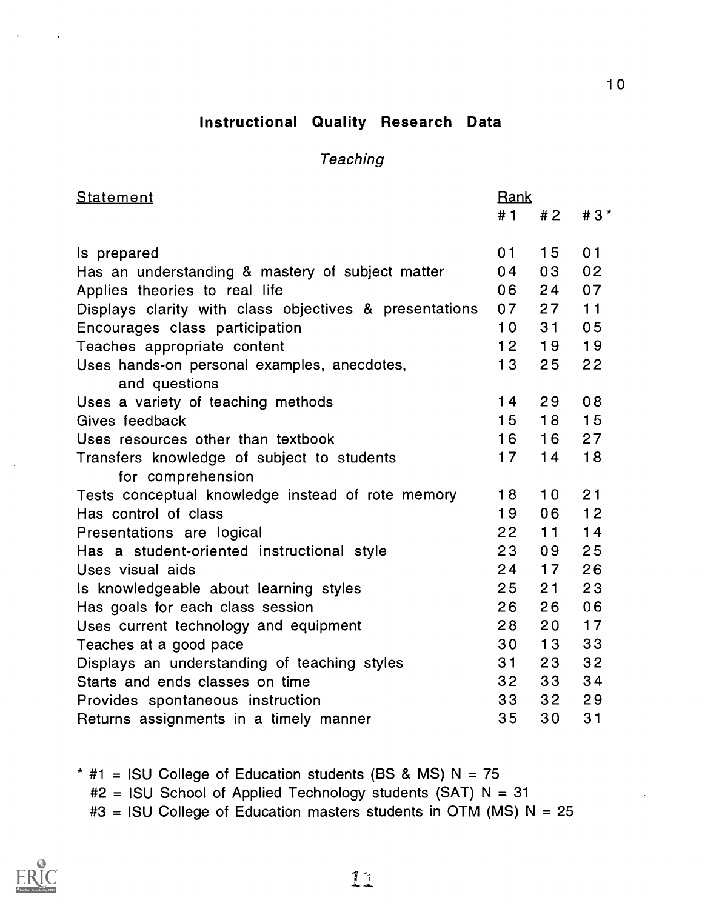## Instructional Quality Research Data

*Teaching*

| Statement | Rank | | |
|---|---|---|---|
| | #1 | #2 | #3* |
| Is prepared | 01 | 15 | 01 |
| Has an understanding & mastery of subject matter | 04 | 03 | 02 |
| Applies theories to real life | 06 | 24 | 07 |
| Displays clarity with class objectives & presentations | 07 | 27 | 11 |
| Encourages class participation | 10 | 31 | 05 |
| Teaches appropriate content | 12 | 19 | 19 |
| Uses hands-on personal examples, anecdotes, and questions | 13 | 25 | 22 |
| Uses a variety of teaching methods | 14 | 29 | 08 |
| Gives feedback | 15 | 18 | 15 |
| Uses resources other than textbook | 16 | 16 | 27 |
| Transfers knowledge of subject to students for comprehension | 17 | 14 | 18 |
| Tests conceptual knowledge instead of rote memory | 18 | 10 | 21 |
| Has control of class | 19 | 06 | 12 |
| Presentations are logical | 22 | 11 | 14 |
| Has a student-oriented instructional style | 23 | 09 | 25 |
| Uses visual aids | 24 | 17 | 26 |
| Is knowledgeable about learning styles | 25 | 21 | 23 |
| Has goals for each class session | 26 | 26 | 06 |
| Uses current technology and equipment | 28 | 20 | 17 |
| Teaches at a good pace | 30 | 13 | 33 |
| Displays an understanding of teaching styles | 31 | 23 | 32 |
| Starts and ends classes on time | 32 | 33 | 34 |
| Provides spontaneous instruction | 33 | 32 | 29 |
| Returns assignments in a timely manner | 35 | 30 | 31 |

\* #1 = ISU College of Education students (BS & MS) N = 75
#2 = ISU School of Applied Technology students (SAT) N = 31
#3 = ISU College of Education masters students in OTM (MS) N = 25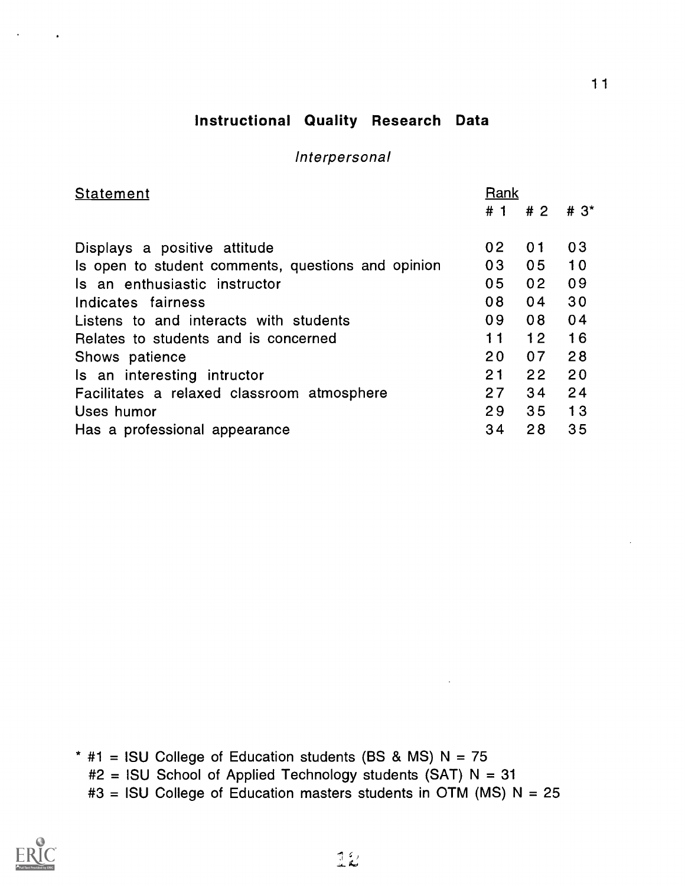## Instructional Quality Research Data

*Interpersonal*

| Statement | Rank | | |
|---|---|---|---|
| | # 1 | # 2 | # 3* |
| Displays a positive attitude | 02 | 01 | 03 |
| Is open to student comments, questions and opinion | 03 | 05 | 10 |
| Is an enthusiastic instructor | 05 | 02 | 09 |
| Indicates fairness | 08 | 04 | 30 |
| Listens to and interacts with students | 09 | 08 | 04 |
| Relates to students and is concerned | 11 | 12 | 16 |
| Shows patience | 20 | 07 | 28 |
| Is an interesting intructor | 21 | 22 | 20 |
| Facilitates a relaxed classroom atmosphere | 27 | 34 | 24 |
| Uses humor | 29 | 35 | 13 |
| Has a professional appearance | 34 | 28 | 35 |

\* #1 = ISU College of Education students (BS & MS) N = 75
#2 = ISU School of Applied Technology students (SAT) N = 31
#3 = ISU College of Education masters students in OTM (MS) N = 25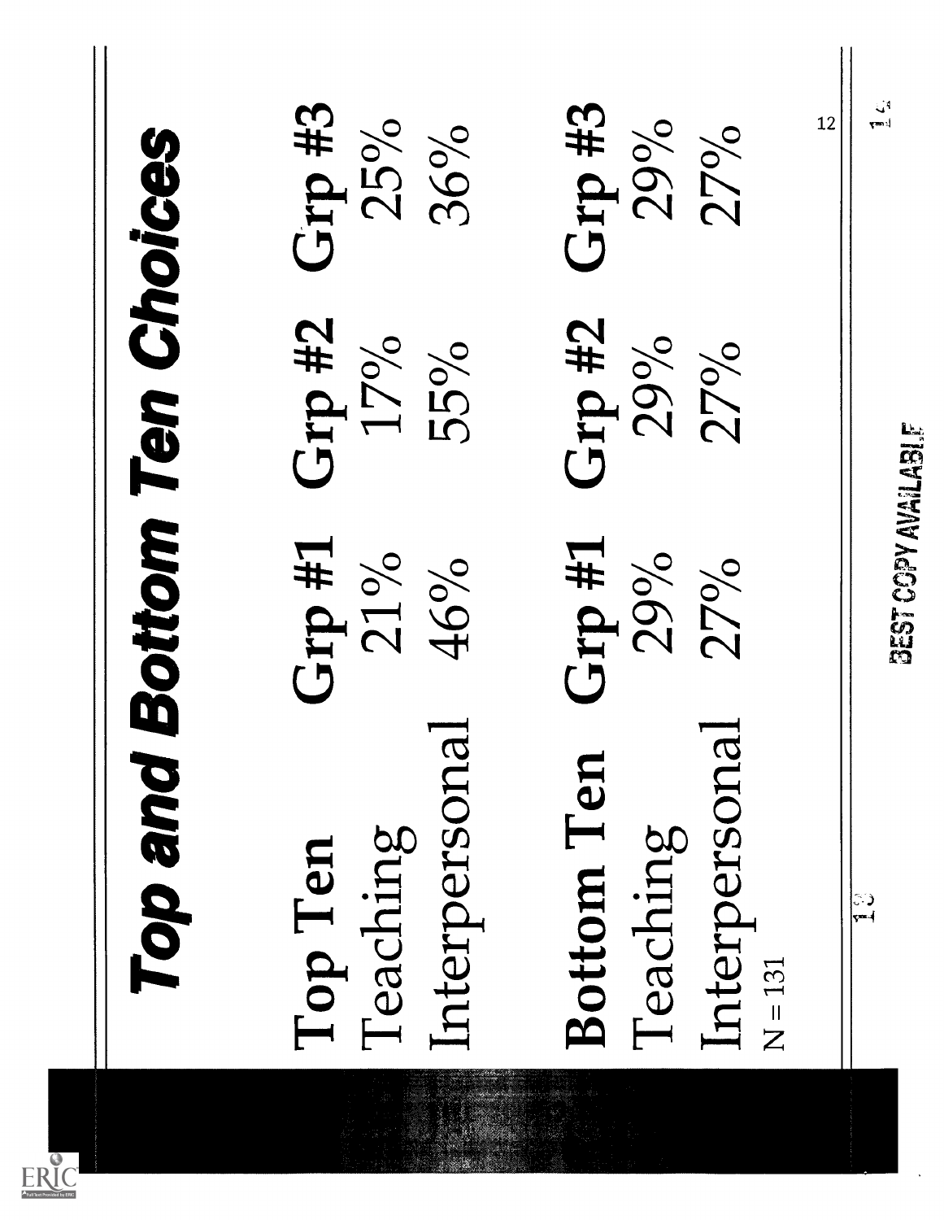# Top and Bottom Ten Choices

| Top Ten | Grp #1 | Grp #2 | Grp #3 |
|---|---|---|---|
| Teaching | 21% | 17% | 25% |
| Interpersonal | 46% | 55% | 36% |

| Bottom Ten | Grp #1 | Grp #2 | Grp #3 |
|---|---|---|---|
| Teaching | 29% | 29% | 29% |
| Interpersonal | 27% | 27% | 27% |

N = 131

BEST COPY AVAILABLE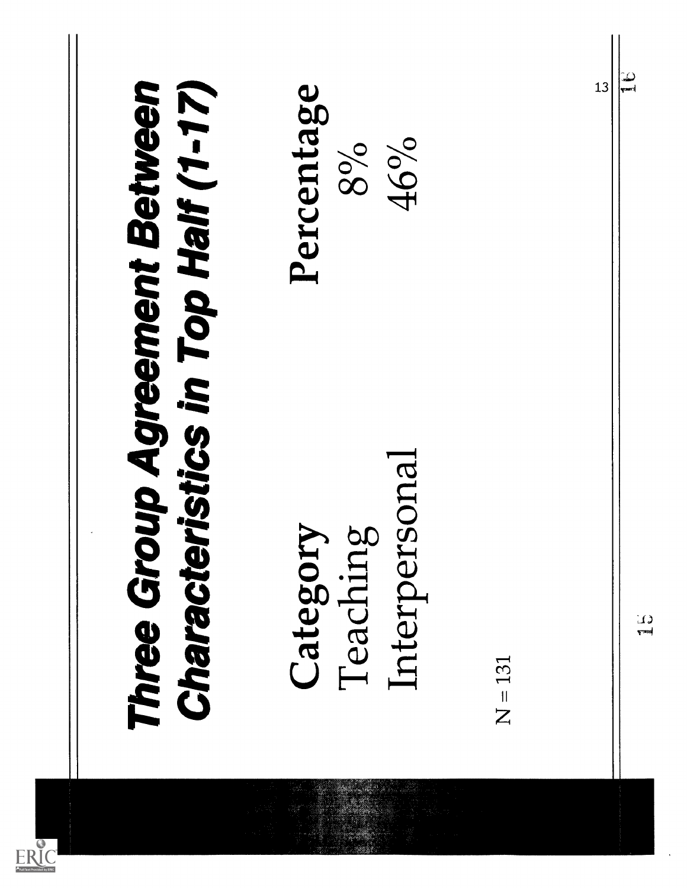# Three Group Agreement Between Characteristics in Top Half (1-17)

| Category | Percentage |
| --- | --- |
| Teaching | 8% |
| Interpersonal | 46% |

N = 131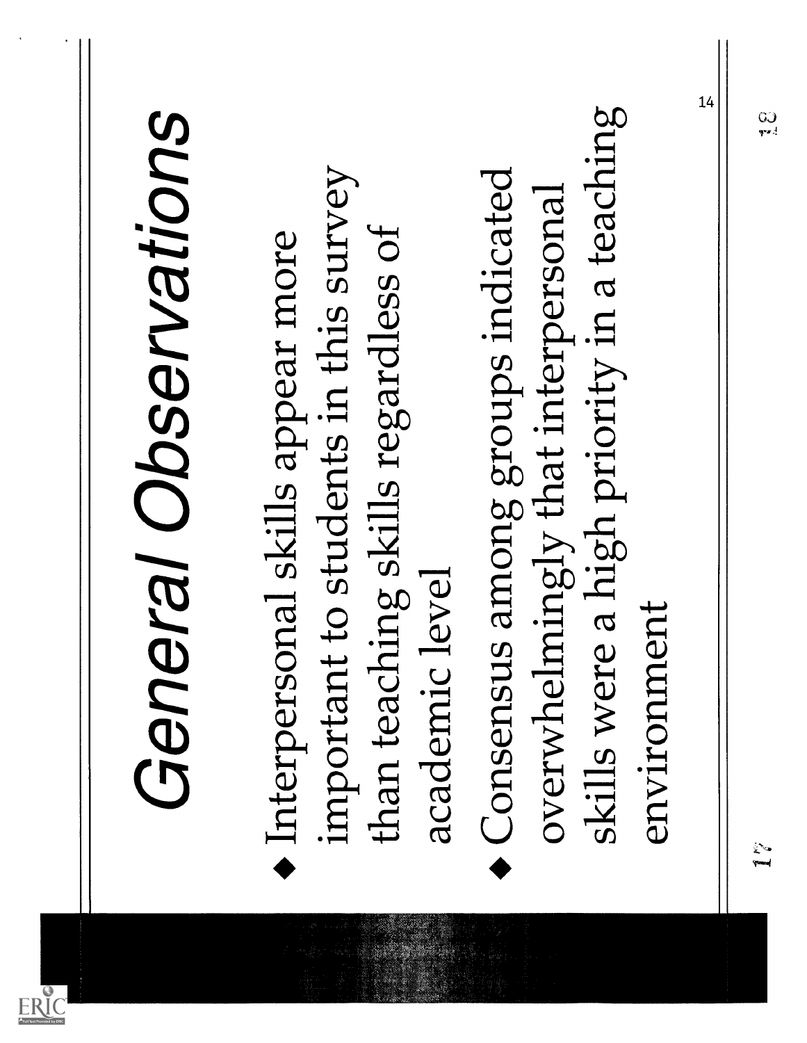# General Observations

- Interpersonal skills appear more important to students in this survey than teaching skills regardless of academic level
- Consensus among groups indicated overwhelmingly that interpersonal skills were a high priority in a teaching environment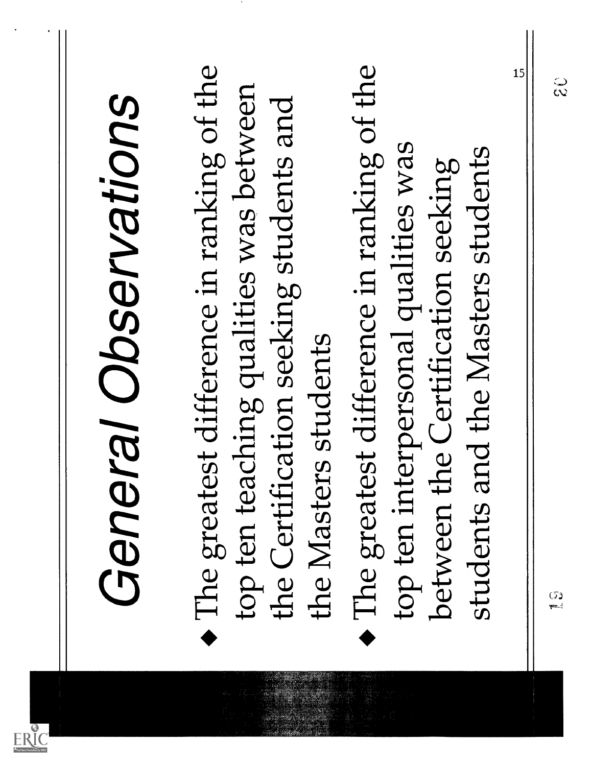# General Observations

- The greatest difference in ranking of the top ten teaching qualities was between the Certification seeking students and the Masters students
- The greatest differenc in ranking of the top ten interpersonal qualities was between the Certification seeking students and the Masters students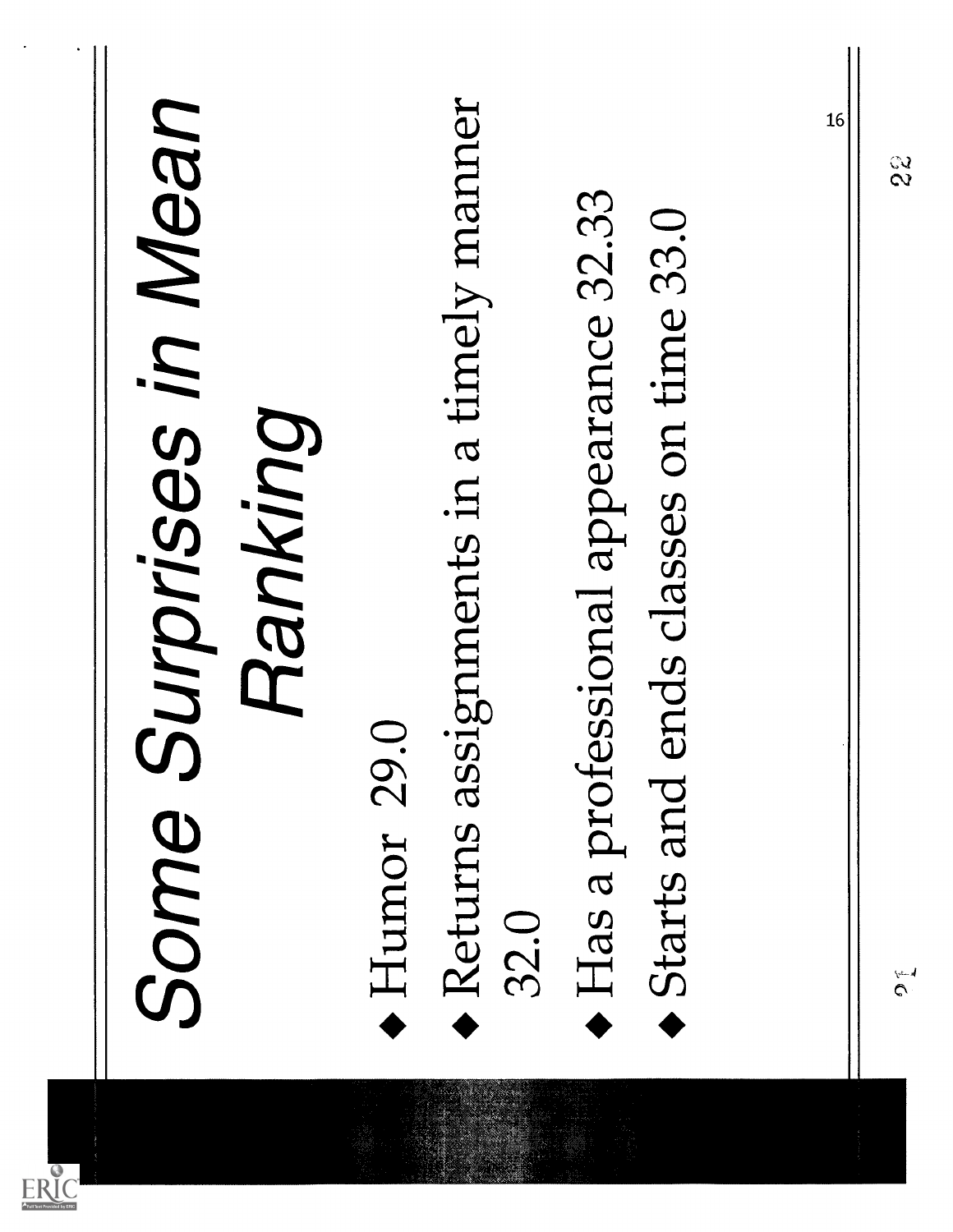# *Some Surprises in Mean Ranking*

- Humor 29.0
- Returns assignments in a timely manner 32.0
- Has a professional appearance 32.33
- Starts and ends classes on time 33.0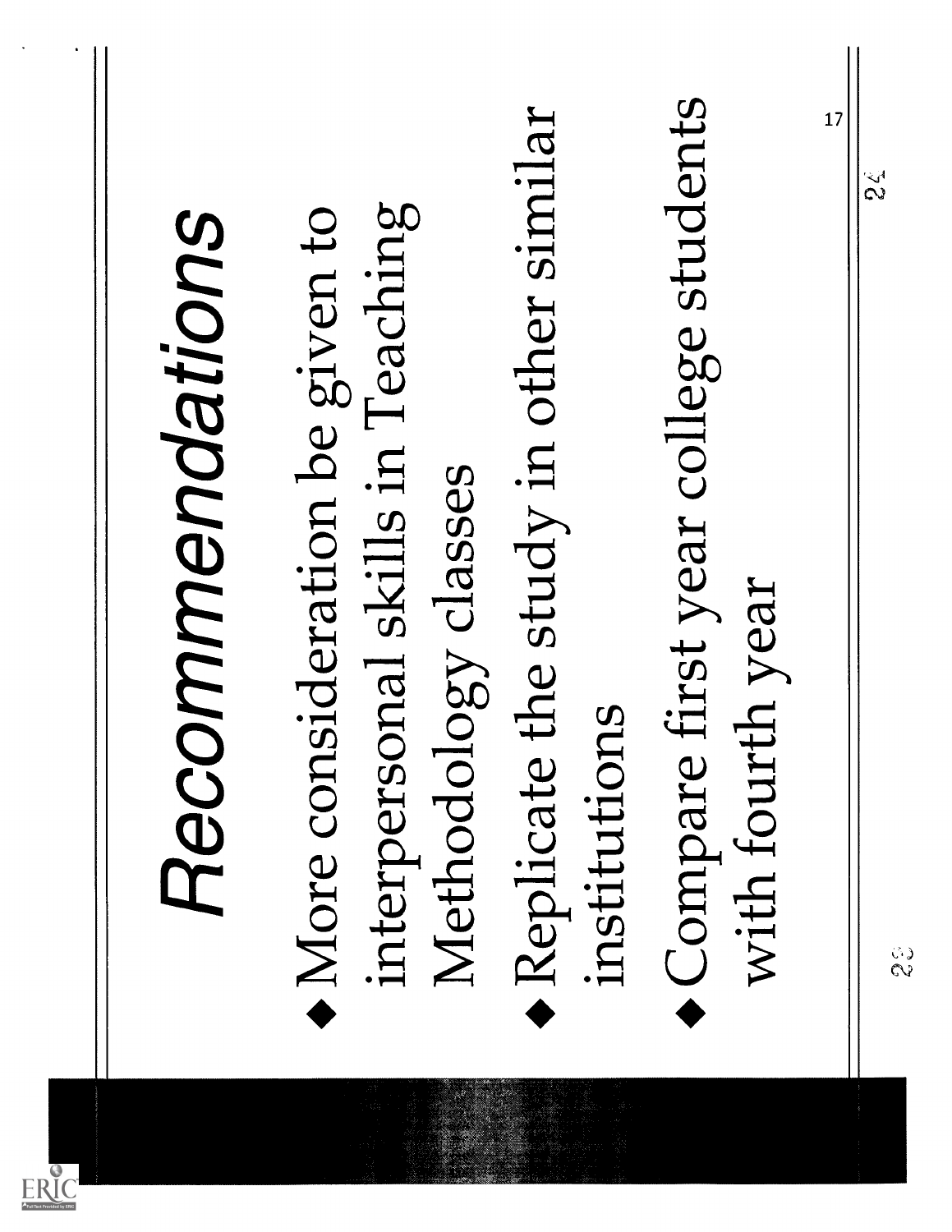# Recommendations

- More consideration be given to interpersonal skills in Teaching Methodology classes
- Replicate the study in other similar institutions
- Compare first year college students with fourth year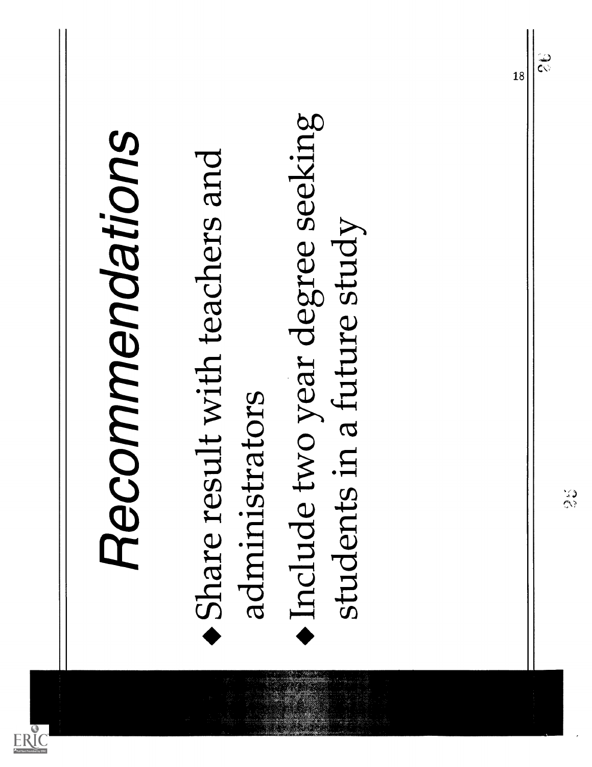# Recommendations

- Share result with teachers and administrators
- Include two year degree seeking students in a future study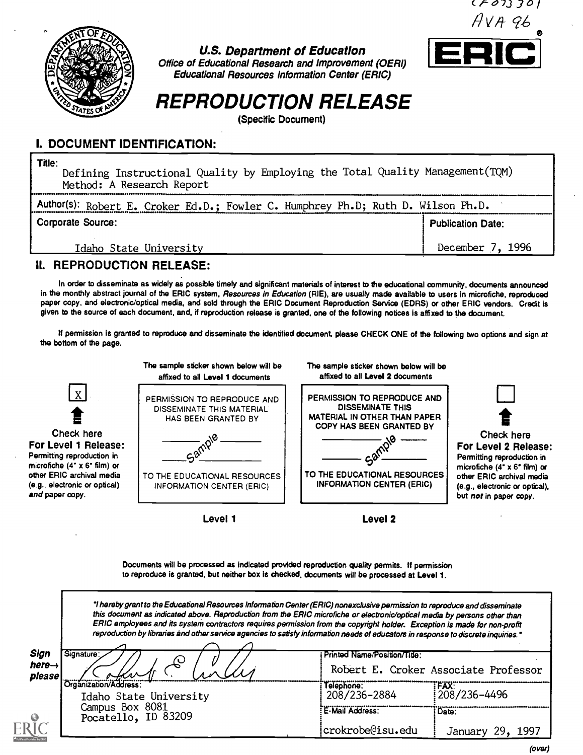CE073301
AVA 96

**U.S. Department of Education**
*Office of Educational Research and Improvement (OERI)*
*Educational Resources Information Center (ERIC)*

ERIC®

# REPRODUCTION RELEASE

(Specific Document)

## I. DOCUMENT IDENTIFICATION:

| | |
|---|---|
| Title: Defining Instructional Quality by Employing the Total Quality Management(TQM) Method: A Research Report | |
| Author(s): Robert E. Croker Ed.D.; Fowler C. Humphrey Ph.D; Ruth D. Wilson Ph.D. | |
| Corporate Source: Idaho State University | Publication Date: December 7, 1996 |

## II. REPRODUCTION RELEASE:

In order to disseminate as widely as possible timely and significant materials of interest to the educational community, documents announced in the monthly abstract journal of the ERIC system, *Resources in Education* (RIE), are usually made available to users in microfiche, reproduced paper copy, and electronic/optical media, and sold through the ERIC Document Reproduction Service (EDRS) or other ERIC vendors. Credit is given to the source of each document, and, if reproduction release is granted, one of the following notices is affixed to the document.

If permission is granted to reproduce and disseminate the identified document, please CHECK ONE of the following two options and sign at the bottom of the page.

[X] **Check here For Level 1 Release:** Permitting reproduction in microfiche (4" x 6" film) or other ERIC archival media (e.g., electronic or optical) *and* paper copy.

The sample sticker shown below will be affixed to all Level 1 documents

PERMISSION TO REPRODUCE AND DISSEMINATE THIS MATERIAL HAS BEEN GRANTED BY

Sample

TO THE EDUCATIONAL RESOURCES INFORMATION CENTER (ERIC)

**Level 1**

The sample sticker shown below will be affixed to all Level 2 documents

PERMISSION TO REPRODUCE AND DISSEMINATE THIS MATERIAL IN OTHER THAN PAPER COPY HAS BEEN GRANTED BY

Sample

TO THE EDUCATIONAL RESOURCES INFORMATION CENTER (ERIC)

**Level 2**

[ ] **Check here For Level 2 Release:** Permitting reproduction in microfiche (4" x 6" film) or other ERIC archival media (e.g., electronic or optical), but *not* in paper copy.

Documents will be processed as indicated provided reproduction quality permits. If permission to reproduce is granted, but neither box is checked, documents will be processed at Level 1.

*"I hereby grant to the Educational Resources Information Center (ERIC) nonexclusive permission to reproduce and disseminate this document as indicated above. Reproduction from the ERIC microfiche or electronic/optical media by persons other than ERIC employees and its system contractors requires permission from the copyright holder. Exception is made for non-profit reproduction by libraries and other service agencies to satisfy information needs of educators in response to discrete inquiries."*

**Sign here→ please**

| | | |
|---|---|---|
| Signature: [signature] | Printed Name/Position/Title: Robert E. Croker Associate Professor | |
| Organization/Address: Idaho State University, Campus Box 8081, Pocatello, ID 83209 | Telephone: 208/236-2884 | FAX: 208/236-4496 |
| | E-Mail Address: crokrobe@isu.edu | Date: January 29, 1997 |

(over)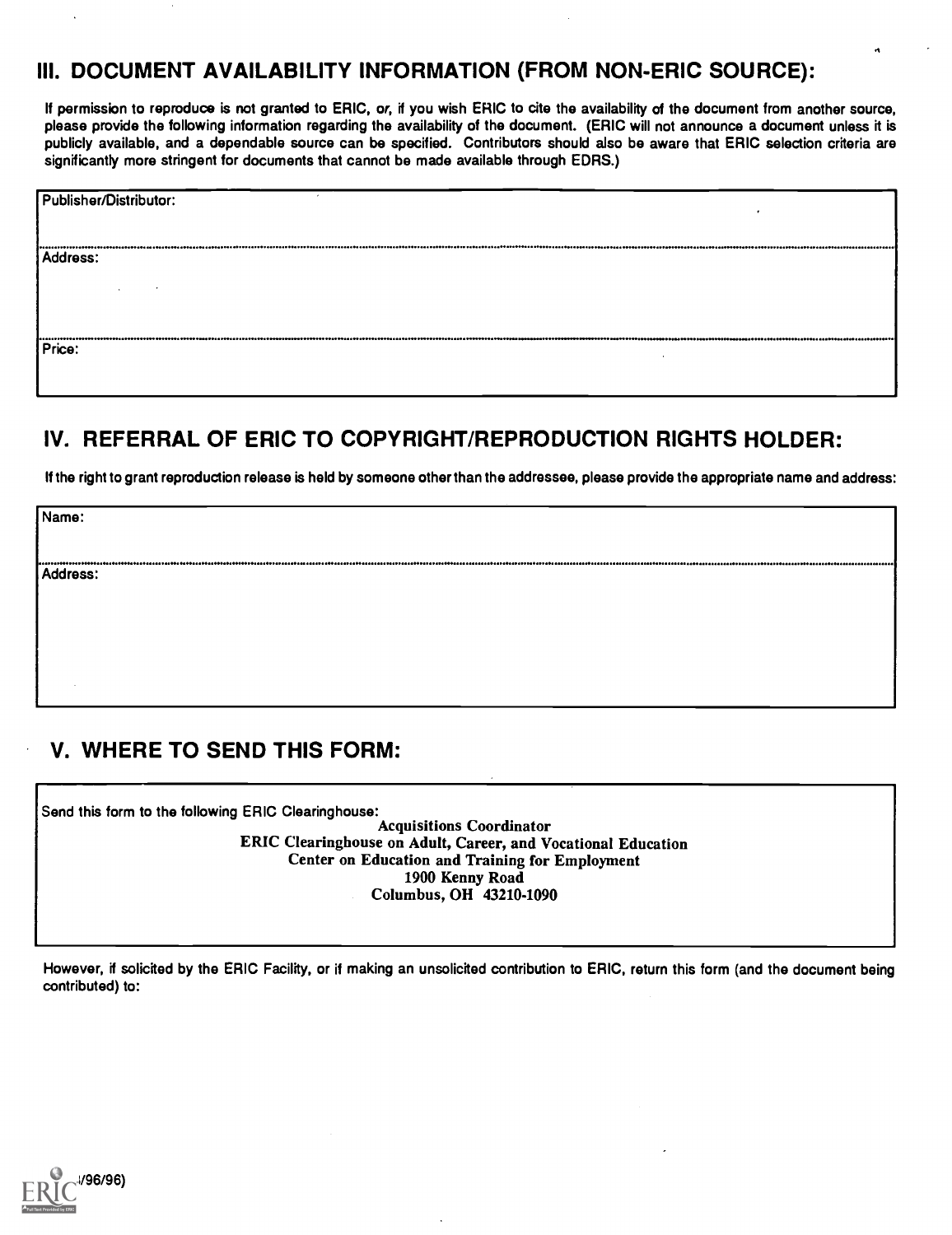## III. DOCUMENT AVAILABILITY INFORMATION (FROM NON-ERIC SOURCE):

If permission to reproduce is not granted to ERIC, or, if you wish ERIC to cite the availability of the document from another source, please provide the following information regarding the availability of the document. (ERIC will not announce a document unless it is publicly available, and a dependable source can be specified. Contributors should also be aware that ERIC selection criteria are significantly more stringent for documents that cannot be made available through EDRS.)

Publisher/Distributor:

Address:

Price:

## IV. REFERRAL OF ERIC TO COPYRIGHT/REPRODUCTION RIGHTS HOLDER:

If the right to grant reproduction release is held by someone other than the addressee, please provide the appropriate name and address:

Name:

Address:

## V. WHERE TO SEND THIS FORM:

Send this form to the following ERIC Clearinghouse:

**Acquisitions Coordinator**
**ERIC Clearinghouse on Adult, Career, and Vocational Education**
**Center on Education and Training for Employment**
**1900 Kenny Road**
**Columbus, OH 43210-1090**

However, if solicited by the ERIC Facility, or if making an unsolicited contribution to ERIC, return this form (and the document being contributed) to:

(/96/96)